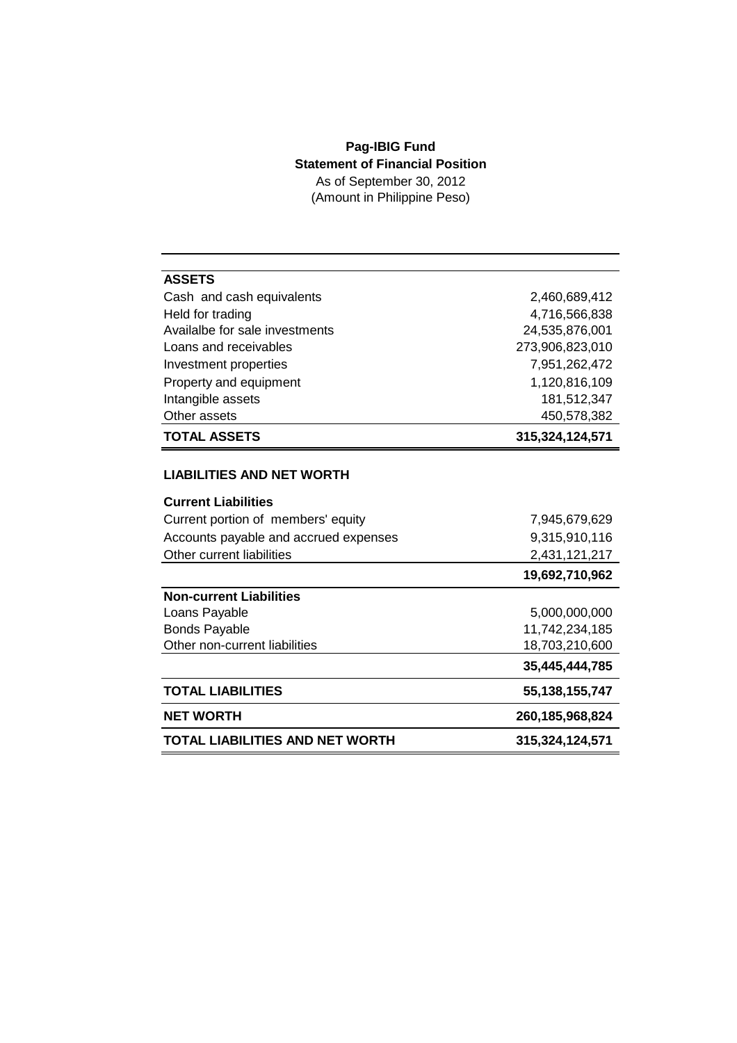# Pag-IBIG Fund

## Statement of Financial Position

As of September 30, 2012

(Amount in Philippine Peso)

| | |
|---|---:|
| **ASSETS** | |
| Cash and cash equivalents | 2,460,689,412 |
| Held for trading | 4,716,566,838 |
| Availalbe for sale investments | 24,535,876,001 |
| Loans and receivables | 273,906,823,010 |
| Investment properties | 7,951,262,472 |
| Property and equipment | 1,120,816,109 |
| Intangible assets | 181,512,347 |
| Other assets | 450,578,382 |
| **TOTAL ASSETS** | **315,324,124,571** |
| | |
| **LIABILITIES AND NET WORTH** | |
| **Current Liabilities** | |
| Current portion of members' equity | 7,945,679,629 |
| Accounts payable and accrued expenses | 9,315,910,116 |
| Other current liabilities | 2,431,121,217 |
| | **19,692,710,962** |
| **Non-current Liabilities** | |
| Loans Payable | 5,000,000,000 |
| Bonds Payable | 11,742,234,185 |
| Other non-current liabilities | 18,703,210,600 |
| | **35,445,444,785** |
| **TOTAL LIABILITIES** | **55,138,155,747** |
| **NET WORTH** | **260,185,968,824** |
| **TOTAL LIABILITIES AND NET WORTH** | **315,324,124,571** |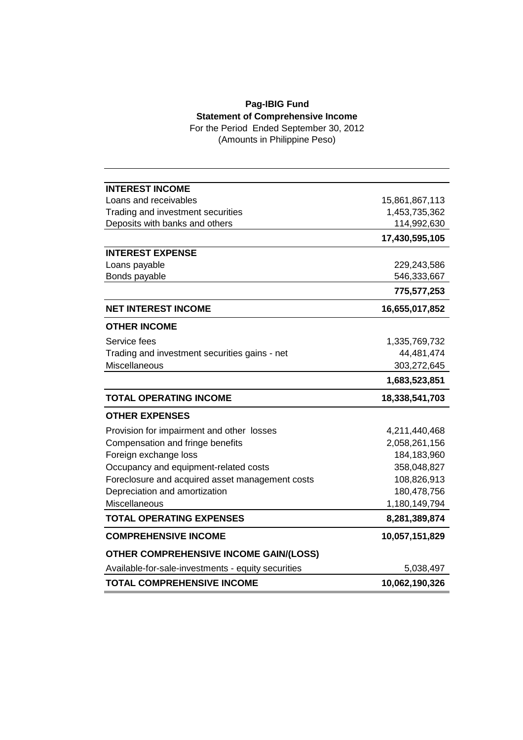**Pag-IBIG Fund**

**Statement of Comprehensive Income**

For the Period Ended September 30, 2012

(Amounts in Philippine Peso)

| | |
|---|---:|
| **INTEREST INCOME** | |
| Loans and receivables | 15,861,867,113 |
| Trading and investment securities | 1,453,735,362 |
| Deposits with banks and others | 114,992,630 |
| | **17,430,595,105** |
| **INTEREST EXPENSE** | |
| Loans payable | 229,243,586 |
| Bonds payable | 546,333,667 |
| | **775,577,253** |
| **NET INTEREST INCOME** | **16,655,017,852** |
| **OTHER INCOME** | |
| Service fees | 1,335,769,732 |
| Trading and investment securities gains - net | 44,481,474 |
| Miscellaneous | 303,272,645 |
| | **1,683,523,851** |
| **TOTAL OPERATING INCOME** | **18,338,541,703** |
| **OTHER EXPENSES** | |
| Provision for impairment and other losses | 4,211,440,468 |
| Compensation and fringe benefits | 2,058,261,156 |
| Foreign exchange loss | 184,183,960 |
| Occupancy and equipment-related costs | 358,048,827 |
| Foreclosure and acquired asset management costs | 108,826,913 |
| Depreciation and amortization | 180,478,756 |
| Miscellaneous | 1,180,149,794 |
| **TOTAL OPERATING EXPENSES** | **8,281,389,874** |
| **COMPREHENSIVE INCOME** | **10,057,151,829** |
| **OTHER COMPREHENSIVE INCOME GAIN/(LOSS)** | |
| Available-for-sale-investments - equity securities | 5,038,497 |
| **TOTAL COMPREHENSIVE INCOME** | **10,062,190,326** |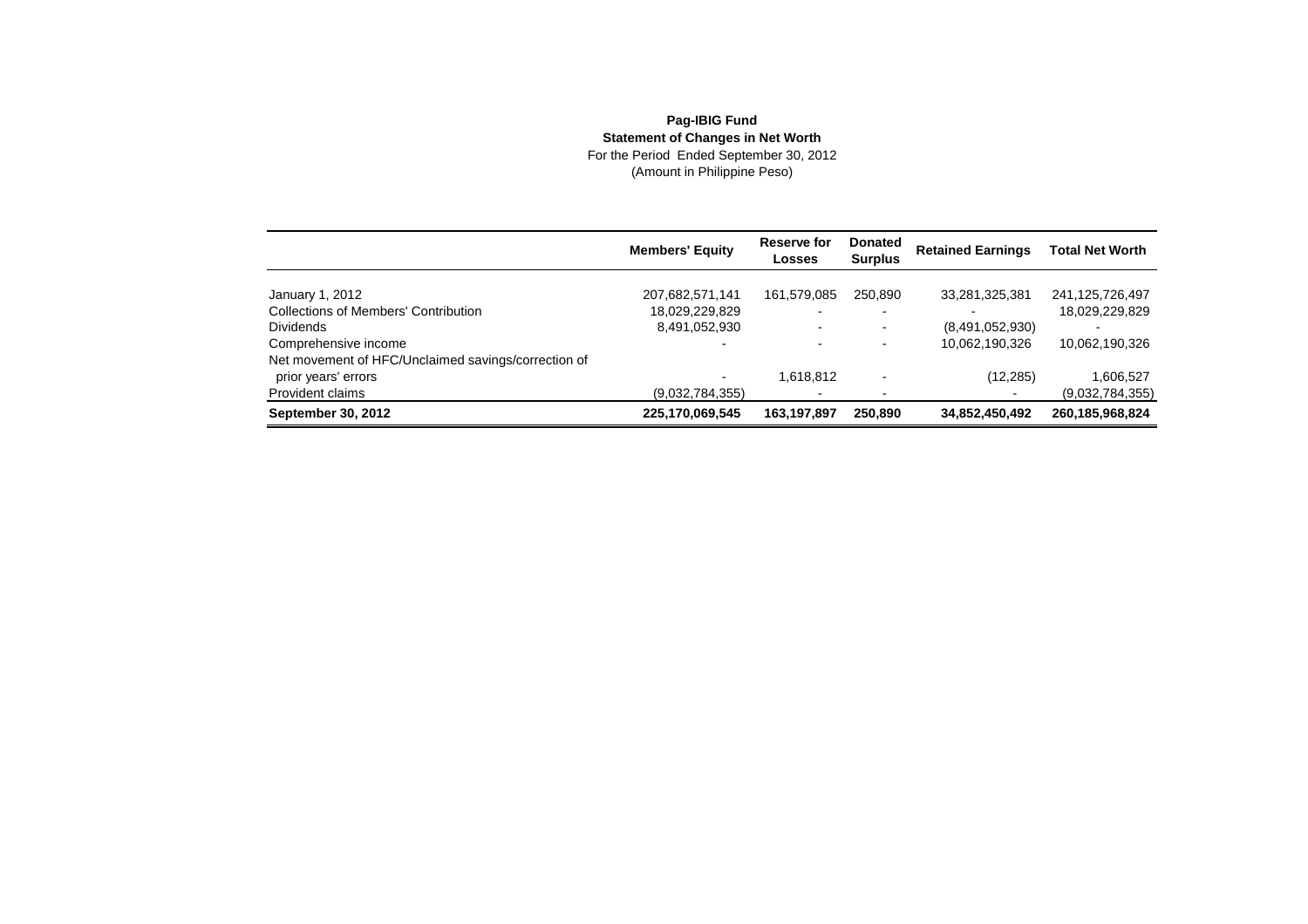**Pag-IBIG Fund**

**Statement of Changes in Net Worth**

For the Period Ended September 30, 2012

(Amount in Philippine Peso)

| | Members' Equity | Reserve for Losses | Donated Surplus | Retained Earnings | Total Net Worth |
|---|---|---|---|---|---|
| January 1, 2012 | 207,682,571,141 | 161,579,085 | 250,890 | 33,281,325,381 | 241,125,726,497 |
| Collections of Members' Contribution | 18,029,229,829 | - | - | - | 18,029,229,829 |
| Dividends | 8,491,052,930 | - | - | (8,491,052,930) | - |
| Comprehensive income | - | - | - | 10,062,190,326 | 10,062,190,326 |
| Net movement of HFC/Unclaimed savings/correction of prior years' errors | - | 1,618,812 | - | (12,285) | 1,606,527 |
| Provident claims | (9,032,784,355) | - | - | - | (9,032,784,355) |
| **September 30, 2012** | **225,170,069,545** | **163,197,897** | **250,890** | **34,852,450,492** | **260,185,968,824** |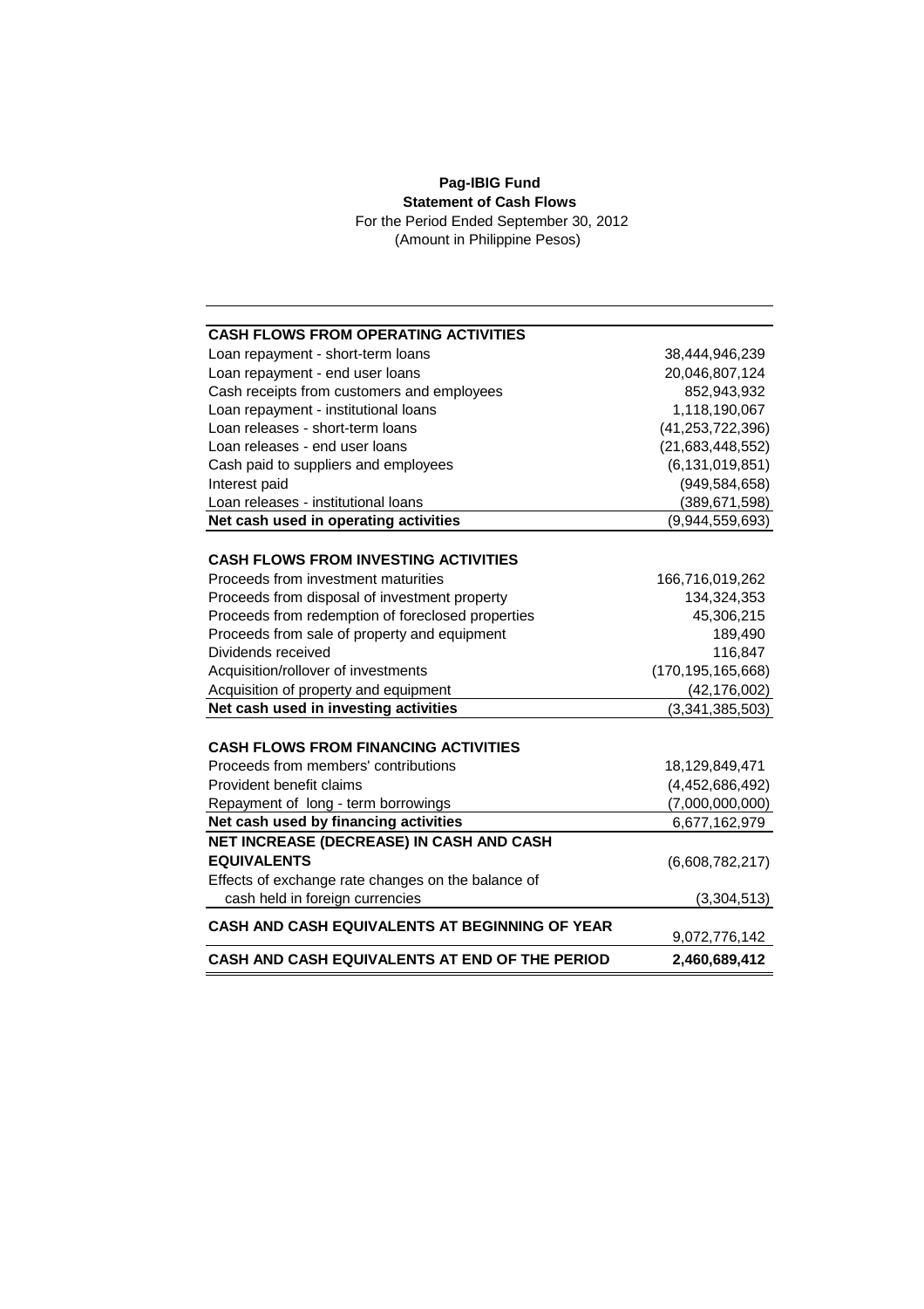**Pag-IBIG Fund**

**Statement of Cash Flows**

For the Period Ended September 30, 2012

(Amount in Philippine Pesos)

| | |
|---|---|
| **CASH FLOWS FROM OPERATING ACTIVITIES** | |
| Loan repayment - short-term loans | 38,444,946,239 |
| Loan repayment - end user loans | 20,046,807,124 |
| Cash receipts from customers and employees | 852,943,932 |
| Loan repayment - institutional loans | 1,118,190,067 |
| Loan releases - short-term loans | (41,253,722,396) |
| Loan releases - end user loans | (21,683,448,552) |
| Cash paid to suppliers and employees | (6,131,019,851) |
| Interest paid | (949,584,658) |
| Loan releases - institutional loans | (389,671,598) |
| **Net cash used in operating activities** | (9,944,559,693) |
| | |
| **CASH FLOWS FROM INVESTING ACTIVITIES** | |
| Proceeds from investment maturities | 166,716,019,262 |
| Proceeds from disposal of investment property | 134,324,353 |
| Proceeds from redemption of foreclosed properties | 45,306,215 |
| Proceeds from sale of property and equipment | 189,490 |
| Dividends received | 116,847 |
| Acquisition/rollover of investments | (170,195,165,668) |
| Acquisition of property and equipment | (42,176,002) |
| **Net cash used in investing activities** | (3,341,385,503) |
| | |
| **CASH FLOWS FROM FINANCING ACTIVITIES** | |
| Proceeds from members' contributions | 18,129,849,471 |
| Provident benefit claims | (4,452,686,492) |
| Repayment of long - term borrowings | (7,000,000,000) |
| **Net cash used by financing activities** | 6,677,162,979 |
| **NET INCREASE (DECREASE) IN CASH AND CASH EQUIVALENTS** | (6,608,782,217) |
| Effects of exchange rate changes on the balance of cash held in foreign currencies | (3,304,513) |
| **CASH AND CASH EQUIVALENTS AT BEGINNING OF YEAR** | 9,072,776,142 |
| **CASH AND CASH EQUIVALENTS AT END OF THE PERIOD** | **2,460,689,412** |